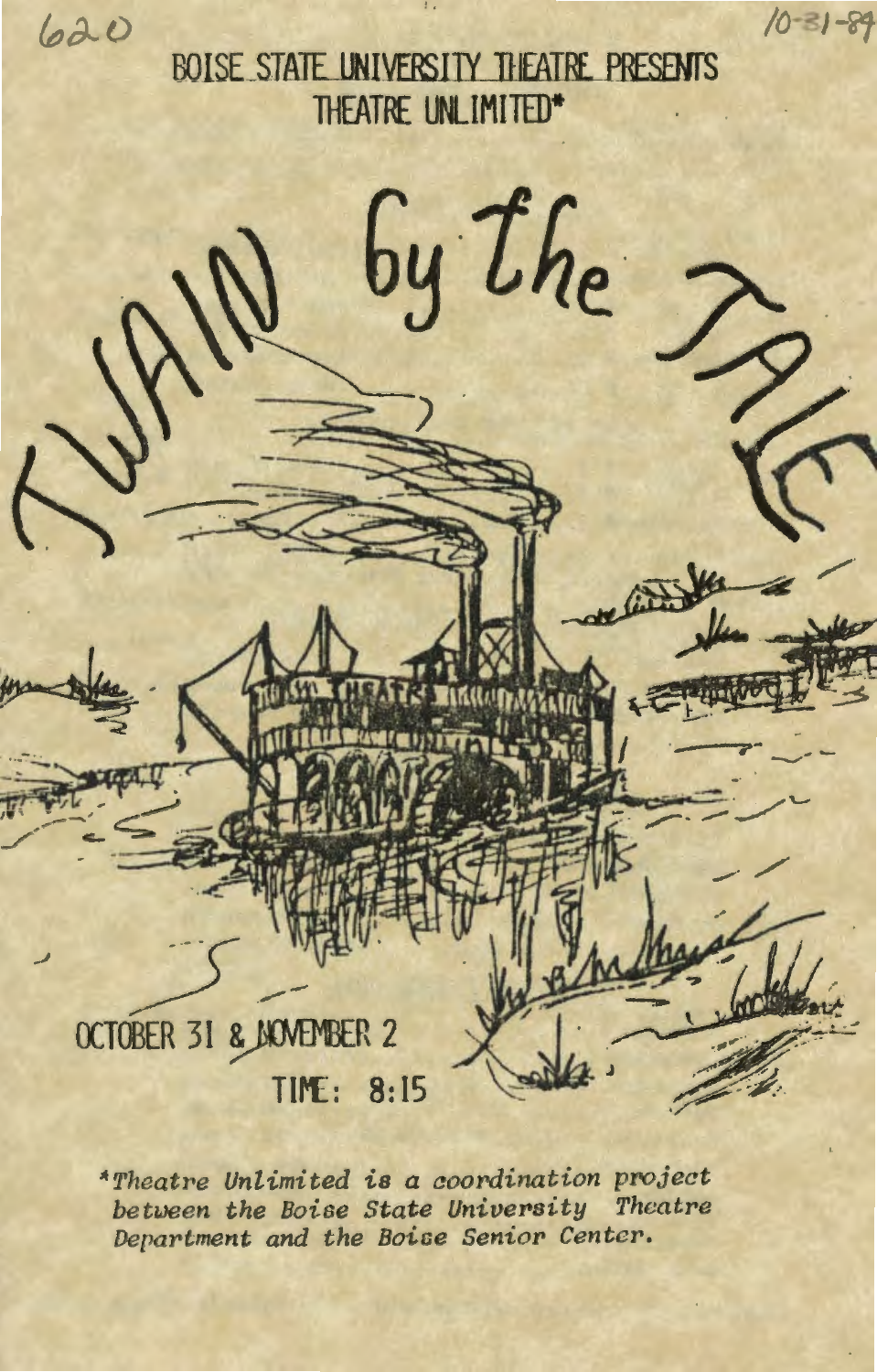620 10-31-84

BOISE STATE UNIVERSITY THEATRE PRESENTS

THEATRE UNLIMITED*

# TWAIN by the TALE

OCTOBER 31 & NOVEMBER 2

TIME: 8:15

*\*Theatre Unlimited is a coordination project between the Boise State University Theatre Department and the Boise Senior Center.*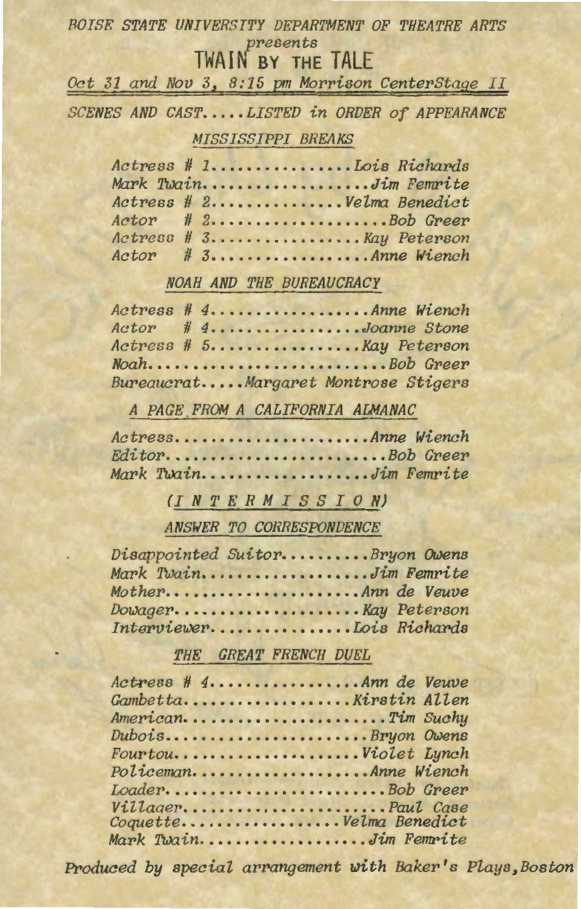*BOISE STATE UNIVERSITY DEPARTMENT OF THEATRE ARTS*

*presents*

# TWAIN BY THE TALE

*Oct 31 and Nov 3, 8:15 pm Morrison CenterStage II*

*SCENES AND CAST.....LISTED in ORDER of APPEARANCE*

## MISSISSIPPI BREAKS

*Actress # 1................Lois Richards*
*Mark Twain..................Jim Femrite*
*Actress # 2..............Velma Benedict*
*Actor # 2...................Bob Greer*
*Actress # 3................Kay Peterson*
*Actor # 3.................Anne Wiench*

## NOAH AND THE BUREAUCRACY

*Actress # 4.................Anne Wiench*
*Actor # 4.................Joanne Stone*
*Actress # 5................Kay Peterson*
*Noah........................Bob Greer*
*Bureaucrat.....Margaret Montrose Stigers*

## A PAGE FROM A CALIFORNIA ALMANAC

*Actress....................Anne Wiench*
*Editor......................Bob Greer*
*Mark Twain..................Jim Femrite*

*(I N T E R M I S S I O N)*

## ANSWER TO CORRESPONDENCE

*Disappointed Suitor..........Bryon Owens*
*Mark Twain..................Jim Femrite*
*Mother.....................Ann de Veuve*
*Dowager....................Kay Peterson*
*Interviewer...............Lois Richards*

## THE GREAT FRENCH DUEL

*Actress # 4................Ann de Veuve*
*Gambetta..................Kirstin Allen*
*American.......................Tim Suchy*
*Dubois......................Bryon Owens*
*Fourtou....................Violet Lynch*
*Policeman..................Anne Wiench*
*Loader.......................Bob Greer*
*Villager......................Paul Case*
*Coquette.................Velma Benedict*
*Mark Twain..................Jim Femrite*

*Produced by special arrangement with Baker's Plays, Boston*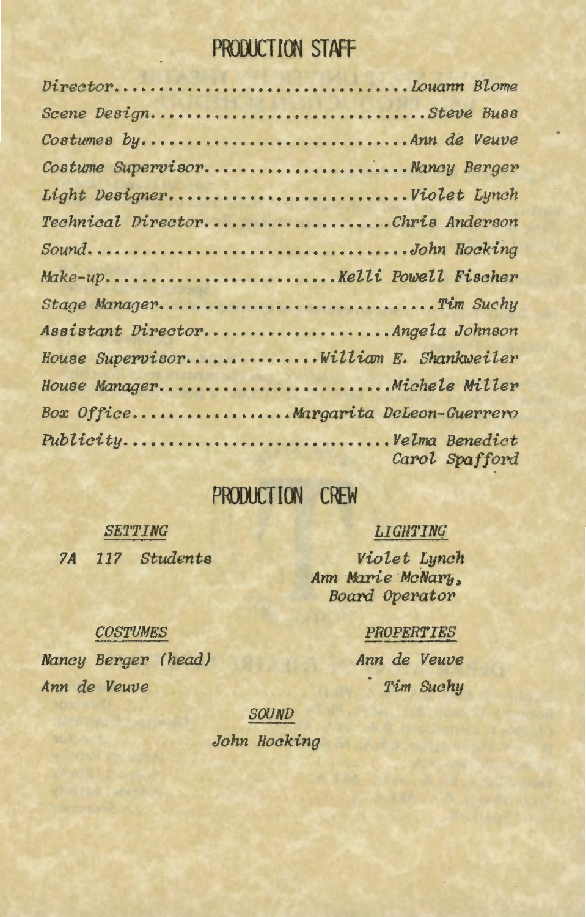## PRODUCTION STAFF

*Director*.................................*Louann Blome*
*Scene Design*..............................*Steve Buss*
*Costumes by*...............................*Ann de Veuve*
*Costume Supervisor*......................*Nancy Berger*
*Light Designer*...........................*Violet Lynch*
*Technical Director*....................*Chris Anderson*
*Sound*.....................................*John Hocking*
*Make-up*..........................*Kelli Powell Fischer*
*Stage Manager*..............................*Tim Suchy*
*Assistant Director*....................*Angela Johnson*
*House Supervisor*.............*William E. Shankweiler*
*House Manager*.........................*Michele Miller*
*Box Office*.................*Margarita DeLeon-Guerrero*
*Publicity*...............................*Velma Benedict*
*Carol Spafford*

## PRODUCTION CREW

*SETTING*

*7A 117 Students*

*LIGHTING*

*Violet Lynch*
*Ann Marie McNary, Board Operator*

*COSTUMES*

*Nancy Berger (head)*
*Ann de Veuve*

*PROPERTIES*

*Ann de Veuve*
*Tim Suchy*

*SOUND*

*John Hocking*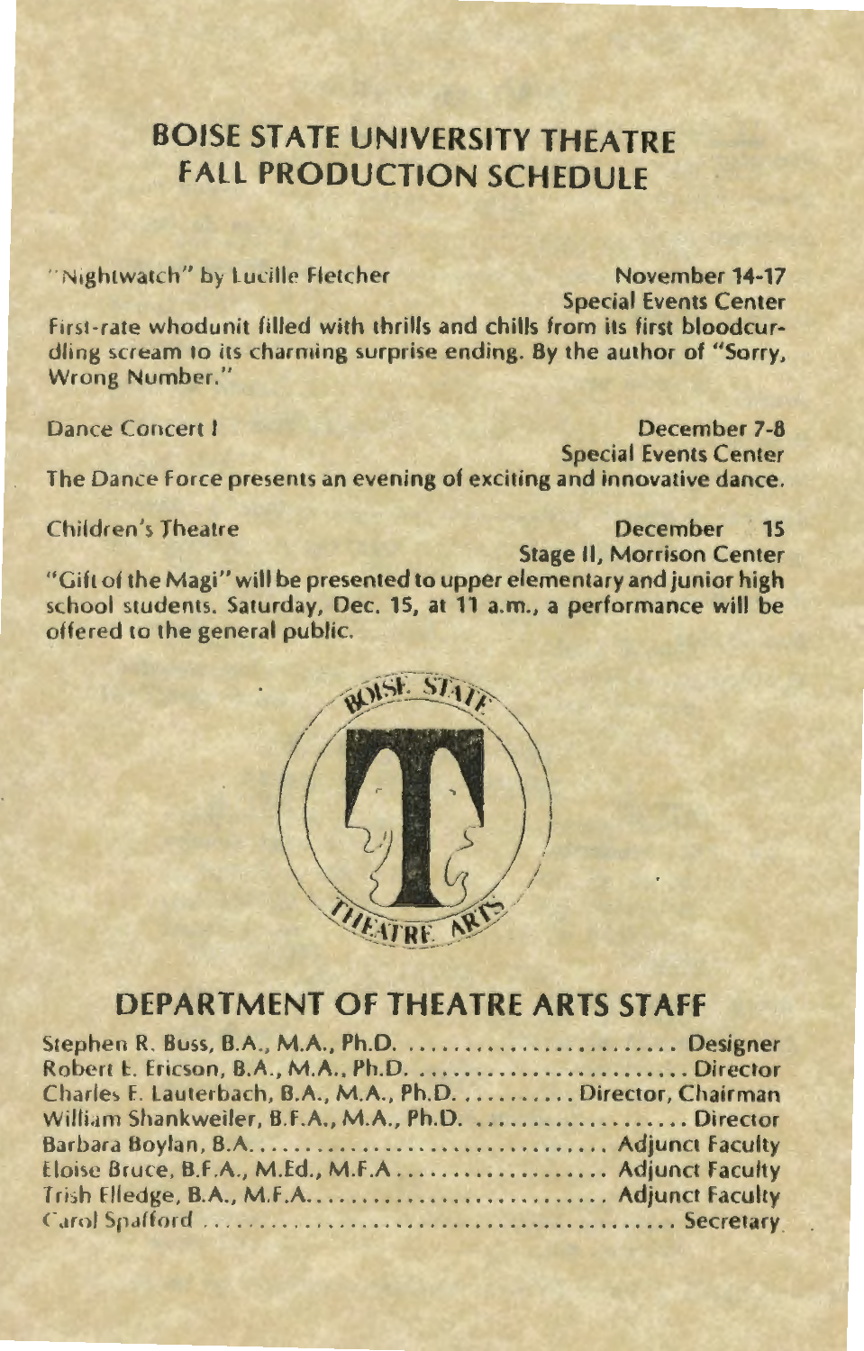# BOISE STATE UNIVERSITY THEATRE FALL PRODUCTION SCHEDULE

"Nightwatch" by Lucille Fletcher — November 14-17
Special Events Center

First-rate whodunit filled with thrills and chills from its first bloodcurdling scream to its charming surprise ending. By the author of "Sorry, Wrong Number."

Dance Concert I — December 7-8
Special Events Center

The Dance Force presents an evening of exciting and innovative dance.

Children's Theatre — December 15
Stage II, Morrison Center

"Gift of the Magi" will be presented to upper elementary and junior high school students. Saturday, Dec. 15, at 11 a.m., a performance will be offered to the general public.

BOISE STATE THEATRE ARTS

## DEPARTMENT OF THEATRE ARTS STAFF

Stephen R. Buss, B.A., M.A., Ph.D. ........................ Designer
Robert E. Ericson, B.A., M.A., Ph.D. ........................ Director
Charles E. Lauterbach, B.A., M.A., Ph.D. .......... Director, Chairman
William Shankweiler, B.F.A., M.A., Ph.D. .................. Director
Barbara Boylan, B.A. .............................. Adjunct Faculty
Eloise Bruce, B.F.A., M.Ed., M.F.A. .................. Adjunct Faculty
Trish Elledge, B.A., M.F.A. .......................... Adjunct Faculty
Carol Spafford .......................................... Secretary